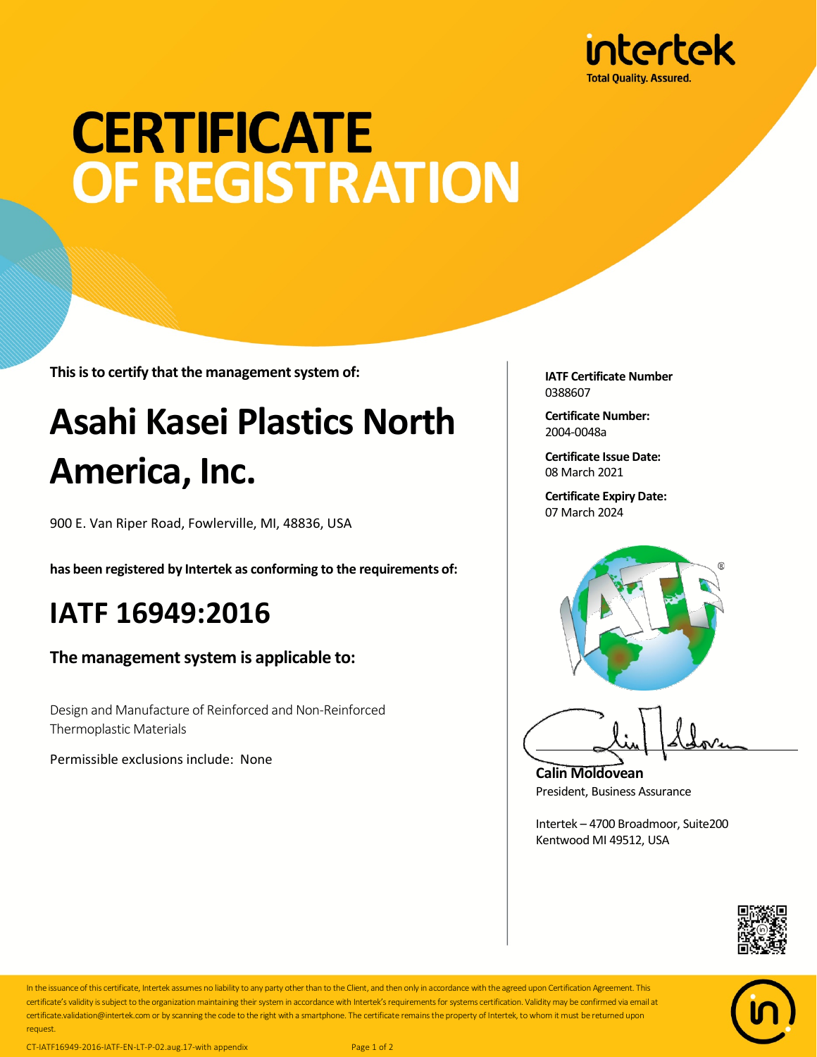intertek

Total Quality. Assured.

# CERTIFICATE OF REGISTRATION

**This is to certify that the management system of:**

## Asahi Kasei Plastics North America, Inc.

900 E. Van Riper Road, Fowlerville, MI, 48836, USA

**has been registered by Intertek as conforming to the requirements of:**

## IATF 16949:2016

### The management system is applicable to:

Design and Manufacture of Reinforced and Non-Reinforced Thermoplastic Materials

Permissible exclusions include: None

**IATF Certificate Number**
0388607

**Certificate Number:**
2004-0048a

**Certificate Issue Date:**
08 March 2021

**Certificate Expiry Date:**
07 March 2024

**Calin Moldovean**
President, Business Assurance

Intertek – 4700 Broadmoor, Suite200
Kentwood MI 49512, USA

In the issuance of this certificate, Intertek assumes no liability to any party other than to the Client, and then only in accordance with the agreed upon Certification Agreement. This certificate's validity is subject to the organization maintaining their system in accordance with Intertek's requirements for systems certification. Validity may be confirmed via email at certificate.validation@intertek.com or by scanning the code to the right with a smartphone. The certificate remains the property of Intertek, to whom it must be returned upon request.

CT-IATF16949-2016-IATF-EN-LT-P-02.aug.17-with appendix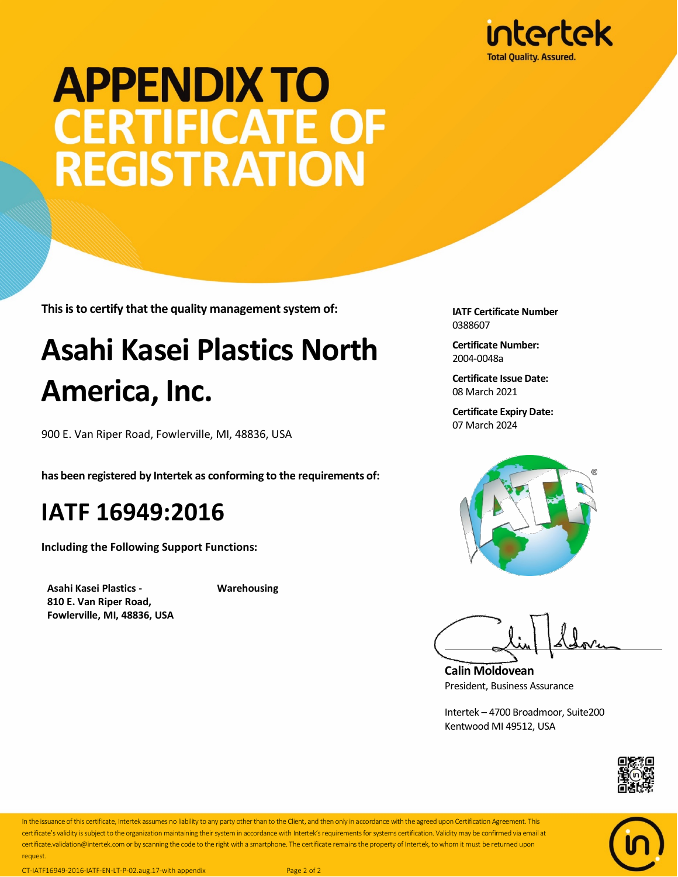intertek
Total Quality. Assured.

# APPENDIX TO CERTIFICATE OF REGISTRATION

**This is to certify that the quality management system of:**

## Asahi Kasei Plastics North America, Inc.

900 E. Van Riper Road, Fowlerville, MI, 48836, USA

**has been registered by Intertek as conforming to the requirements of:**

## IATF 16949:2016

**Including the Following Support Functions:**

| | |
|---|---|
| **Asahi Kasei Plastics - 810 E. Van Riper Road, Fowlerville, MI, 48836, USA** | **Warehousing** |

**IATF Certificate Number**
0388607

**Certificate Number:**
2004-0048a

**Certificate Issue Date:**
08 March 2021

**Certificate Expiry Date:**
07 March 2024

**Calin Moldovean**
President, Business Assurance

Intertek – 4700 Broadmoor, Suite200
Kentwood MI 49512, USA

In the issuance of this certificate, Intertek assumes no liability to any party other than to the Client, and then only in accordance with the agreed upon Certification Agreement. This certificate's validity is subject to the organization maintaining their system in accordance with Intertek's requirements for systems certification. Validity may be confirmed via email at certificate.validation@intertek.com or by scanning the code to the right with a smartphone. The certificate remains the property of Intertek, to whom it must be returned upon request.

CT-IATF16949-2016-IATF-EN-LT-P-02.aug.17-with appendix